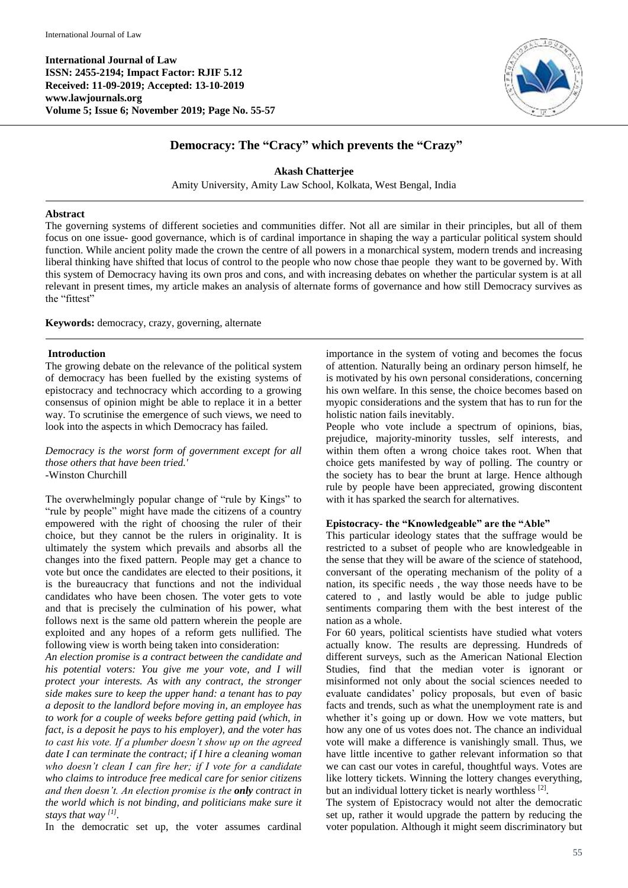**International Journal of Law**
**ISSN: 2455-2194; Impact Factor: RJIF 5.12**
**Received: 11-09-2019; Accepted: 13-10-2019**
**www.lawjournals.org**
**Volume 5; Issue 6; November 2019; Page No. 55-57**

# Democracy: The "Cracy" which prevents the "Crazy"

**Akash Chatterjee**

Amity University, Amity Law School, Kolkata, West Bengal, India

## Abstract

The governing systems of different societies and communities differ. Not all are similar in their principles, but all of them focus on one issue- good governance, which is of cardinal importance in shaping the way a particular political system should function. While ancient polity made the crown the centre of all powers in a monarchical system, modern trends and increasing liberal thinking have shifted that locus of control to the people who now chose thae people they want to be governed by. With this system of Democracy having its own pros and cons, and with increasing debates on whether the particular system is at all relevant in present times, my article makes an analysis of alternate forms of governance and how still Democracy survives as the "fittest"

**Keywords:** democracy, crazy, governing, alternate

## Introduction

The growing debate on the relevance of the political system of democracy has been fuelled by the existing systems of epistocracy and technocracy which according to a growing consensus of opinion might be able to replace it in a better way. To scrutinise the emergence of such views, we need to look into the aspects in which Democracy has failed.

*Democracy is the worst form of government except for all those others that have been tried.'*
-Winston Churchill

The overwhelmingly popular change of "rule by Kings" to "rule by people" might have made the citizens of a country empowered with the right of choosing the ruler of their choice, but they cannot be the rulers in originality. It is ultimately the system which prevails and absorbs all the changes into the fixed pattern. People may get a chance to vote but once the candidates are elected to their positions, it is the bureaucracy that functions and not the individual candidates who have been chosen. The voter gets to vote and that is precisely the culmination of his power, what follows next is the same old pattern wherein the people are exploited and any hopes of a reform gets nullified. The following view is worth being taken into consideration:

*An election promise is a contract between the candidate and his potential voters: You give me your vote, and I will protect your interests. As with any contract, the stronger side makes sure to keep the upper hand: a tenant has to pay a deposit to the landlord before moving in, an employee has to work for a couple of weeks before getting paid (which, in fact, is a deposit he pays to his employer), and the voter has to cast his vote. If a plumber doesn't show up on the agreed date I can terminate the contract; if I hire a cleaning woman who doesn't clean I can fire her; if I vote for a candidate who claims to introduce free medical care for senior citizens and then doesn't. An election promise is the* ***only*** *contract in the world which is not binding, and politicians make sure it stays that way* [1].

In the democratic set up, the voter assumes cardinal importance in the system of voting and becomes the focus of attention. Naturally being an ordinary person himself, he is motivated by his own personal considerations, concerning his own welfare. In this sense, the choice becomes based on myopic considerations and the system that has to run for the holistic nation fails inevitably.

People who vote include a spectrum of opinions, bias, prejudice, majority-minority tussles, self interests, and within them often a wrong choice takes root. When that choice gets manifested by way of polling. The country or the society has to bear the brunt at large. Hence although rule by people have been appreciated, growing discontent with it has sparked the search for alternatives.

### Epistocracy- the "Knowledgeable" are the "Able"

This particular ideology states that the suffrage would be restricted to a subset of people who are knowledgeable in the sense that they will be aware of the science of statehood, conversant of the operating mechanism of the polity of a nation, its specific needs , the way those needs have to be catered to , and lastly would be able to judge public sentiments comparing them with the best interest of the nation as a whole.

For 60 years, political scientists have studied what voters actually know. The results are depressing. Hundreds of different surveys, such as the American National Election Studies, find that the median voter is ignorant or misinformed not only about the social sciences needed to evaluate candidates' policy proposals, but even of basic facts and trends, such as what the unemployment rate is and whether it's going up or down. How we vote matters, but how any one of us votes does not. The chance an individual vote will make a difference is vanishingly small. Thus, we have little incentive to gather relevant information so that we can cast our votes in careful, thoughtful ways. Votes are like lottery tickets. Winning the lottery changes everything, but an individual lottery ticket is nearly worthless [2].

The system of Epistocracy would not alter the democratic set up, rather it would upgrade the pattern by reducing the voter population. Although it might seem discriminatory but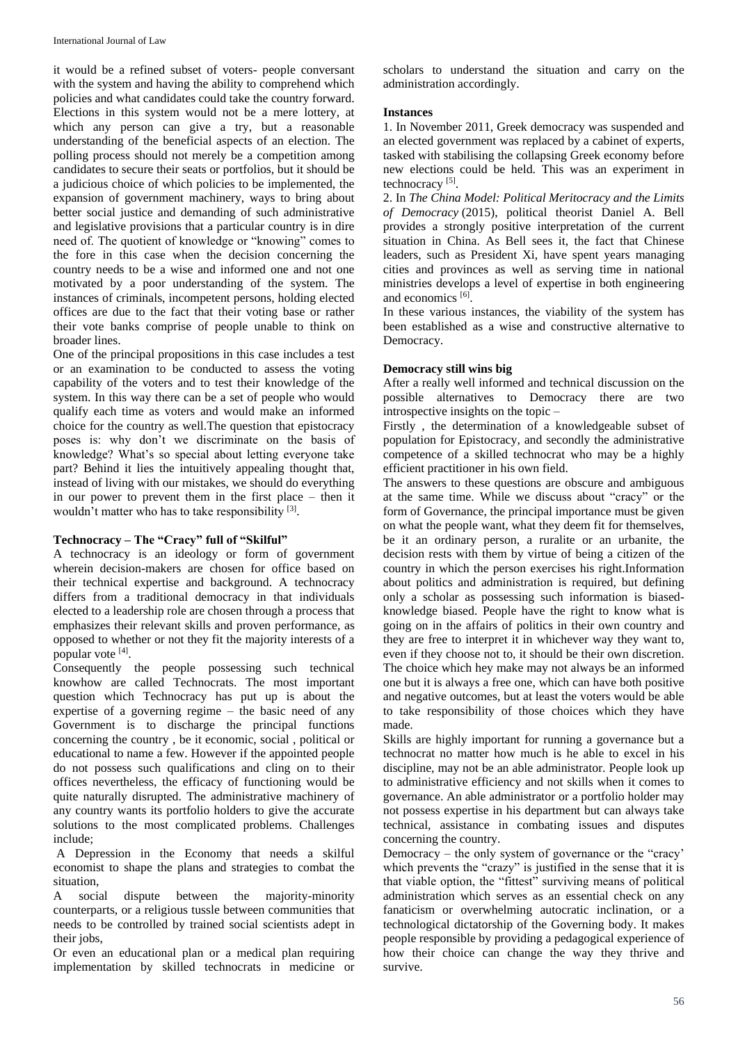it would be a refined subset of voters- people conversant with the system and having the ability to comprehend which policies and what candidates could take the country forward. Elections in this system would not be a mere lottery, at which any person can give a try, but a reasonable understanding of the beneficial aspects of an election. The polling process should not merely be a competition among candidates to secure their seats or portfolios, but it should be a judicious choice of which policies to be implemented, the expansion of government machinery, ways to bring about better social justice and demanding of such administrative and legislative provisions that a particular country is in dire need of. The quotient of knowledge or "knowing" comes to the fore in this case when the decision concerning the country needs to be a wise and informed one and not one motivated by a poor understanding of the system. The instances of criminals, incompetent persons, holding elected offices are due to the fact that their voting base or rather their vote banks comprise of people unable to think on broader lines.

One of the principal propositions in this case includes a test or an examination to be conducted to assess the voting capability of the voters and to test their knowledge of the system. In this way there can be a set of people who would qualify each time as voters and would make an informed choice for the country as well.The question that epistocracy poses is: why don't we discriminate on the basis of knowledge? What's so special about letting everyone take part? Behind it lies the intuitively appealing thought that, instead of living with our mistakes, we should do everything in our power to prevent them in the first place – then it wouldn't matter who has to take responsibility [3].

## Technocracy – The "Cracy" full of "Skilful"

A technocracy is an ideology or form of government wherein decision-makers are chosen for office based on their technical expertise and background. A technocracy differs from a traditional democracy in that individuals elected to a leadership role are chosen through a process that emphasizes their relevant skills and proven performance, as opposed to whether or not they fit the majority interests of a popular vote [4].

Consequently the people possessing such technical knowhow are called Technocrats. The most important question which Technocracy has put up is about the expertise of a governing regime – the basic need of any Government is to discharge the principal functions concerning the country , be it economic, social , political or educational to name a few. However if the appointed people do not possess such qualifications and cling on to their offices nevertheless, the efficacy of functioning would be quite naturally disrupted. The administrative machinery of any country wants its portfolio holders to give the accurate solutions to the most complicated problems. Challenges include;

A Depression in the Economy that needs a skilful economist to shape the plans and strategies to combat the situation,

A social dispute between the majority-minority counterparts, or a religious tussle between communities that needs to be controlled by trained social scientists adept in their jobs,

Or even an educational plan or a medical plan requiring implementation by skilled technocrats in medicine or scholars to understand the situation and carry on the administration accordingly.

## Instances

1. In November 2011, Greek democracy was suspended and an elected government was replaced by a cabinet of experts, tasked with stabilising the collapsing Greek economy before new elections could be held. This was an experiment in technocracy [5].
2. In *The China Model: Political Meritocracy and the Limits of Democracy* (2015), political theorist Daniel A. Bell provides a strongly positive interpretation of the current situation in China. As Bell sees it, the fact that Chinese leaders, such as President Xi, have spent years managing cities and provinces as well as serving time in national ministries develops a level of expertise in both engineering and economics [6].

In these various instances, the viability of the system has been established as a wise and constructive alternative to Democracy.

## Democracy still wins big

After a really well informed and technical discussion on the possible alternatives to Democracy there are two introspective insights on the topic –

Firstly , the determination of a knowledgeable subset of population for Epistocracy, and secondly the administrative competence of a skilled technocrat who may be a highly efficient practitioner in his own field.

The answers to these questions are obscure and ambiguous at the same time. While we discuss about "cracy" or the form of Governance, the principal importance must be given on what the people want, what they deem fit for themselves, be it an ordinary person, a ruralite or an urbanite, the decision rests with them by virtue of being a citizen of the country in which the person exercises his right.Information about politics and administration is required, but defining only a scholar as possessing such information is biased-knowledge biased. People have the right to know what is going on in the affairs of politics in their own country and they are free to interpret it in whichever way they want to, even if they choose not to, it should be their own discretion. The choice which hey make may not always be an informed one but it is always a free one, which can have both positive and negative outcomes, but at least the voters would be able to take responsibility of those choices which they have made.

Skills are highly important for running a governance but a technocrat no matter how much is he able to excel in his discipline, may not be an able administrator. People look up to administrative efficiency and not skills when it comes to governance. An able administrator or a portfolio holder may not possess expertise in his department but can always take technical, assistance in combating issues and disputes concerning the country.

Democracy – the only system of governance or the "cracy' which prevents the "crazy" is justified in the sense that it is that viable option, the "fittest" surviving means of political administration which serves as an essential check on any fanaticism or overwhelming autocratic inclination, or a technological dictatorship of the Governing body. It makes people responsible by providing a pedagogical experience of how their choice can change the way they thrive and survive.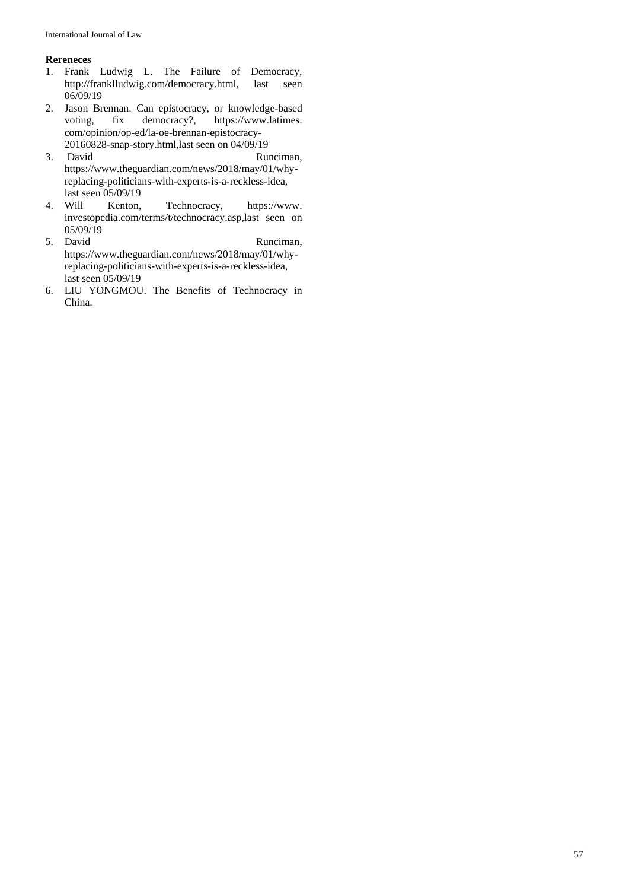**Rereneces**

1. Frank Ludwig L. The Failure of Democracy, http://franklludwig.com/democracy.html, last seen 06/09/19
2. Jason Brennan. Can epistocracy, or knowledge-based voting, fix democracy?, https://www.latimes.com/opinion/op-ed/la-oe-brennan-epistocracy-20160828-snap-story.html,last seen on 04/09/19
3. David Runciman, https://www.theguardian.com/news/2018/may/01/why-replacing-politicians-with-experts-is-a-reckless-idea, last seen 05/09/19
4. Will Kenton, Technocracy, https://www.investopedia.com/terms/t/technocracy.asp,last seen on 05/09/19
5. David Runciman, https://www.theguardian.com/news/2018/may/01/why-replacing-politicians-with-experts-is-a-reckless-idea, last seen 05/09/19
6. LIU YONGMOU. The Benefits of Technocracy in China.